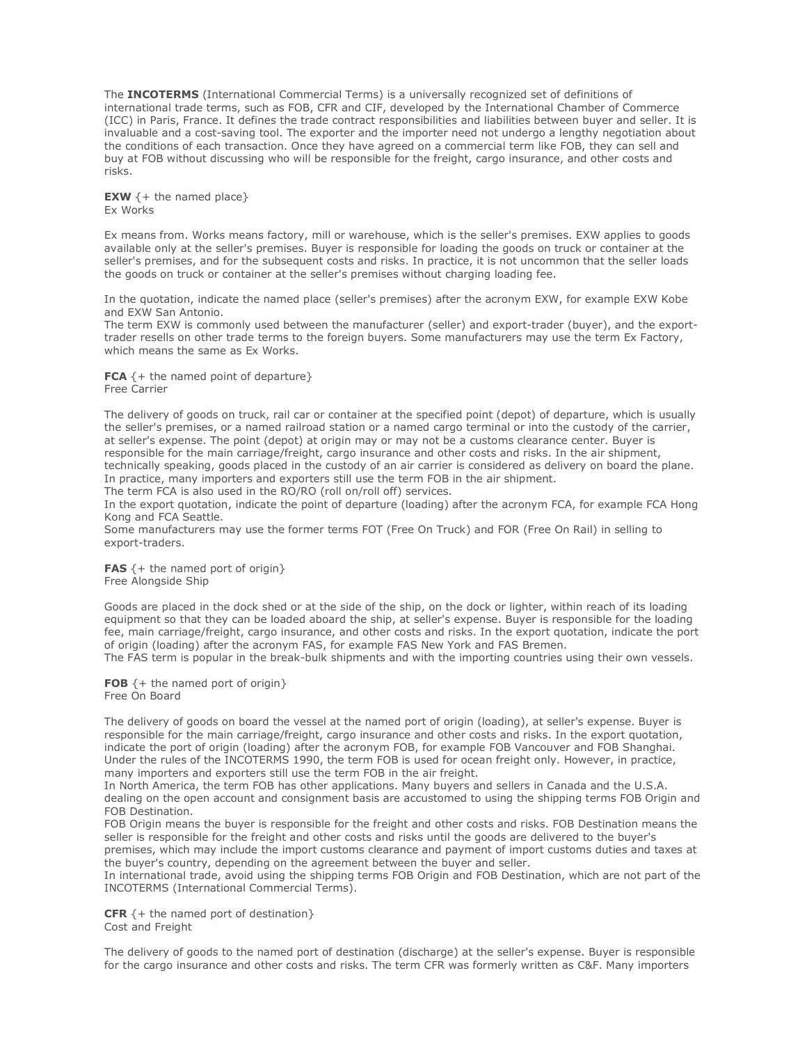The **INCOTERMS** (International Commercial Terms) is a universally recognized set of definitions of international trade terms, such as FOB, CFR and CIF, developed by the International Chamber of Commerce (ICC) in Paris, France. It defines the trade contract responsibilities and liabilities between buyer and seller. It is invaluable and a cost-saving tool. The exporter and the importer need not undergo a lengthy negotiation about the conditions of each transaction. Once they have agreed on a commercial term like FOB, they can sell and buy at FOB without discussing who will be responsible for the freight, cargo insurance, and other costs and risks.

**EXW** {+ the named place}
Ex Works

Ex means from. Works means factory, mill or warehouse, which is the seller's premises. EXW applies to goods available only at the seller's premises. Buyer is responsible for loading the goods on truck or container at the seller's premises, and for the subsequent costs and risks. In practice, it is not uncommon that the seller loads the goods on truck or container at the seller's premises without charging loading fee.

In the quotation, indicate the named place (seller's premises) after the acronym EXW, for example EXW Kobe and EXW San Antonio.
The term EXW is commonly used between the manufacturer (seller) and export-trader (buyer), and the export-trader resells on other trade terms to the foreign buyers. Some manufacturers may use the term Ex Factory, which means the same as Ex Works.

**FCA** {+ the named point of departure}
Free Carrier

The delivery of goods on truck, rail car or container at the specified point (depot) of departure, which is usually the seller's premises, or a named railroad station or a named cargo terminal or into the custody of the carrier, at seller's expense. The point (depot) at origin may or may not be a customs clearance center. Buyer is responsible for the main carriage/freight, cargo insurance and other costs and risks. In the air shipment, technically speaking, goods placed in the custody of an air carrier is considered as delivery on board the plane. In practice, many importers and exporters still use the term FOB in the air shipment.
The term FCA is also used in the RO/RO (roll on/roll off) services.
In the export quotation, indicate the point of departure (loading) after the acronym FCA, for example FCA Hong Kong and FCA Seattle.
Some manufacturers may use the former terms FOT (Free On Truck) and FOR (Free On Rail) in selling to export-traders.

**FAS** {+ the named port of origin}
Free Alongside Ship

Goods are placed in the dock shed or at the side of the ship, on the dock or lighter, within reach of its loading equipment so that they can be loaded aboard the ship, at seller's expense. Buyer is responsible for the loading fee, main carriage/freight, cargo insurance, and other costs and risks. In the export quotation, indicate the port of origin (loading) after the acronym FAS, for example FAS New York and FAS Bremen.
The FAS term is popular in the break-bulk shipments and with the importing countries using their own vessels.

**FOB** {+ the named port of origin}
Free On Board

The delivery of goods on board the vessel at the named port of origin (loading), at seller's expense. Buyer is responsible for the main carriage/freight, cargo insurance and other costs and risks. In the export quotation, indicate the port of origin (loading) after the acronym FOB, for example FOB Vancouver and FOB Shanghai.
Under the rules of the INCOTERMS 1990, the term FOB is used for ocean freight only. However, in practice, many importers and exporters still use the term FOB in the air freight.
In North America, the term FOB has other applications. Many buyers and sellers in Canada and the U.S.A. dealing on the open account and consignment basis are accustomed to using the shipping terms FOB Origin and FOB Destination.
FOB Origin means the buyer is responsible for the freight and other costs and risks. FOB Destination means the seller is responsible for the freight and other costs and risks until the goods are delivered to the buyer's premises, which may include the import customs clearance and payment of import customs duties and taxes at the buyer's country, depending on the agreement between the buyer and seller.
In international trade, avoid using the shipping terms FOB Origin and FOB Destination, which are not part of the INCOTERMS (International Commercial Terms).

**CFR** {+ the named port of destination}
Cost and Freight

The delivery of goods to the named port of destination (discharge) at the seller's expense. Buyer is responsible for the cargo insurance and other costs and risks. The term CFR was formerly written as C&F. Many importers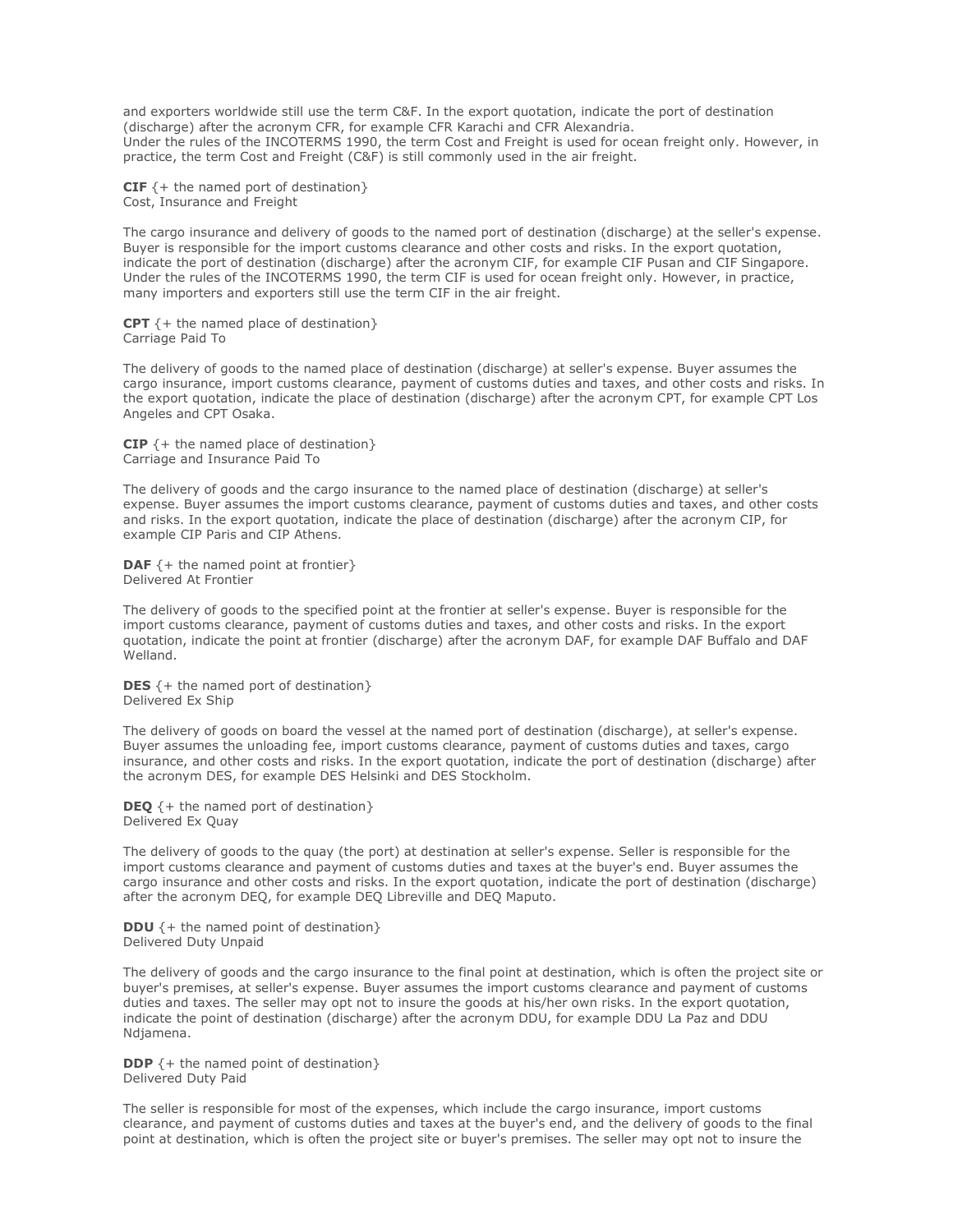and exporters worldwide still use the term C&F. In the export quotation, indicate the port of destination (discharge) after the acronym CFR, for example CFR Karachi and CFR Alexandria.
Under the rules of the INCOTERMS 1990, the term Cost and Freight is used for ocean freight only. However, in practice, the term Cost and Freight (C&F) is still commonly used in the air freight.

**CIF** {+ the named port of destination}
Cost, Insurance and Freight

The cargo insurance and delivery of goods to the named port of destination (discharge) at the seller's expense. Buyer is responsible for the import customs clearance and other costs and risks. In the export quotation, indicate the port of destination (discharge) after the acronym CIF, for example CIF Pusan and CIF Singapore. Under the rules of the INCOTERMS 1990, the term CIF is used for ocean freight only. However, in practice, many importers and exporters still use the term CIF in the air freight.

**CPT** {+ the named place of destination}
Carriage Paid To

The delivery of goods to the named place of destination (discharge) at seller's expense. Buyer assumes the cargo insurance, import customs clearance, payment of customs duties and taxes, and other costs and risks. In the export quotation, indicate the place of destination (discharge) after the acronym CPT, for example CPT Los Angeles and CPT Osaka.

**CIP** {+ the named place of destination}
Carriage and Insurance Paid To

The delivery of goods and the cargo insurance to the named place of destination (discharge) at seller's expense. Buyer assumes the import customs clearance, payment of customs duties and taxes, and other costs and risks. In the export quotation, indicate the place of destination (discharge) after the acronym CIP, for example CIP Paris and CIP Athens.

**DAF** {+ the named point at frontier}
Delivered At Frontier

The delivery of goods to the specified point at the frontier at seller's expense. Buyer is responsible for the import customs clearance, payment of customs duties and taxes, and other costs and risks. In the export quotation, indicate the point at frontier (discharge) after the acronym DAF, for example DAF Buffalo and DAF Welland.

**DES** {+ the named port of destination}
Delivered Ex Ship

The delivery of goods on board the vessel at the named port of destination (discharge), at seller's expense. Buyer assumes the unloading fee, import customs clearance, payment of customs duties and taxes, cargo insurance, and other costs and risks. In the export quotation, indicate the port of destination (discharge) after the acronym DES, for example DES Helsinki and DES Stockholm.

**DEQ** {+ the named port of destination}
Delivered Ex Quay

The delivery of goods to the quay (the port) at destination at seller's expense. Seller is responsible for the import customs clearance and payment of customs duties and taxes at the buyer's end. Buyer assumes the cargo insurance and other costs and risks. In the export quotation, indicate the port of destination (discharge) after the acronym DEQ, for example DEQ Libreville and DEQ Maputo.

**DDU** {+ the named point of destination}
Delivered Duty Unpaid

The delivery of goods and the cargo insurance to the final point at destination, which is often the project site or buyer's premises, at seller's expense. Buyer assumes the import customs clearance and payment of customs duties and taxes. The seller may opt not to insure the goods at his/her own risks. In the export quotation, indicate the point of destination (discharge) after the acronym DDU, for example DDU La Paz and DDU Ndjamena.

**DDP** {+ the named point of destination}
Delivered Duty Paid

The seller is responsible for most of the expenses, which include the cargo insurance, import customs clearance, and payment of customs duties and taxes at the buyer's end, and the delivery of goods to the final point at destination, which is often the project site or buyer's premises. The seller may opt not to insure the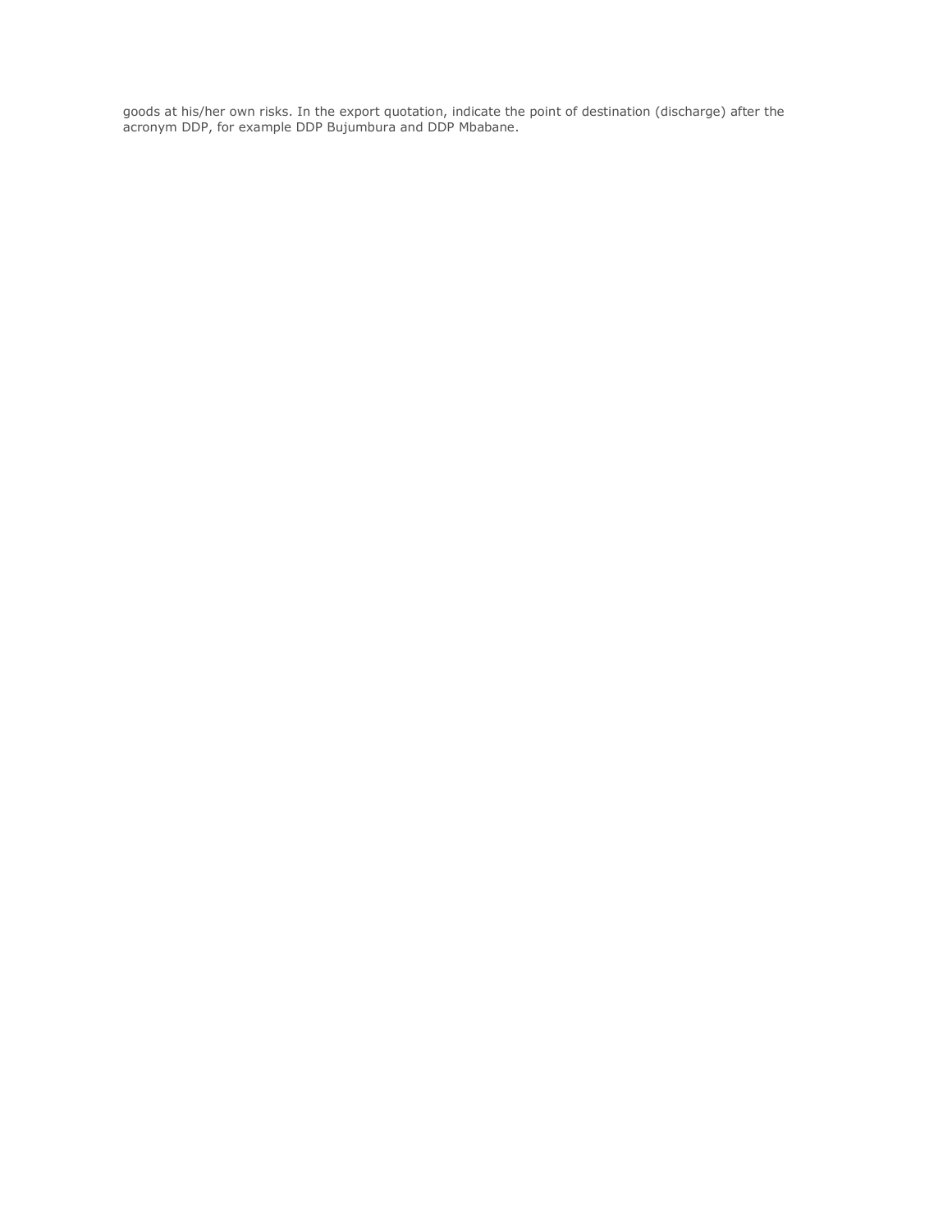goods at his/her own risks. In the export quotation, indicate the point of destination (discharge) after the acronym DDP, for example DDP Bujumbura and DDP Mbabane.